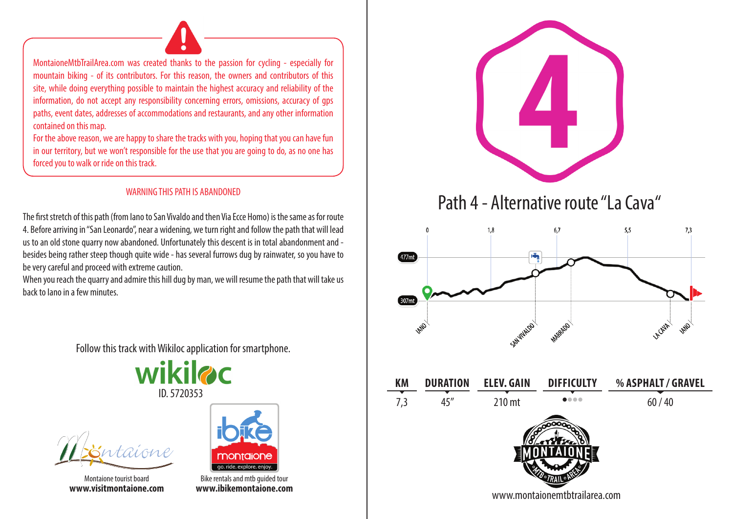MontaioneMtbTrailArea.com was created thanks to the passion for cycling - especially for mountain biking - of its contributors. For this reason, the owners and contributors of this site, while doing everything possible to maintain the highest accuracy and reliability of the information, do not accept any responsibility concerning errors, omissions, accuracy of gps paths, event dates, addresses of accommodations and restaurants, and any other information contained on this map.
For the above reason, we are happy to share the tracks with you, hoping that you can have fun in our territory, but we won't responsible for the use that you are going to do, as no one has forced you to walk or ride on this track.

WARNING THIS PATH IS ABANDONED

The first stretch of this path (from Iano to San Vivaldo and then Via Ecce Homo) is the same as for route 4. Before arriving in "San Leonardo", near a widening, we turn right and follow the path that will lead us to an old stone quarry now abandoned. Unfortunately this descent is in total abandonment and - besides being rather steep though quite wide - has several furrows dug by rainwater, so you have to be very careful and proceed with extreme caution.
When you reach the quarry and admire this hill dug by man, we will resume the path that will take us back to Iano in a few minutes.

Follow this track with Wikiloc application for smartphone.

wikiloc
ID. 5720353

Montaione tourist board
**www.visitmontaione.com**

Bike rentals and mtb guided tour
**www.ibikemontaione.com**

# 4

## Path 4 - Alternative route "La Cava"

0 | 1,8 | 6,7 | 5,5 | 7,3

477mt
307mt

IANO, SAN VIVALDO, MARRADO, LA CAVA, IANO

| KM | DURATION | ELEV. GAIN | DIFFICULTY | % ASPHALT / GRAVEL |
|---|---|---|---|---|
| 7,3 | 45" | 210 mt | ●●●● | 60 / 40 |

www.montaionemtbtrailarea.com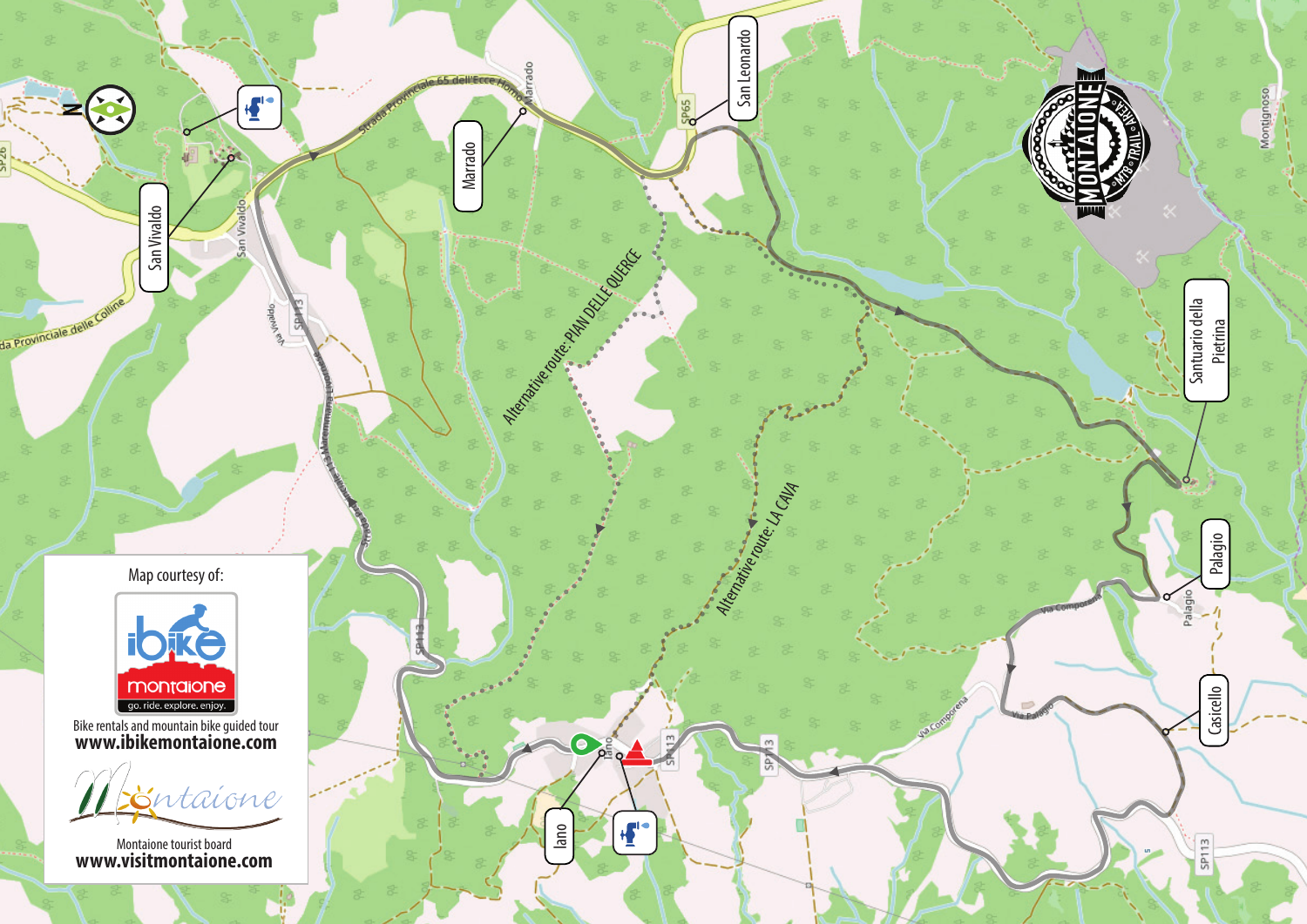San Vivaldo

Marrado

San Leonardo

Santuario della Pietrina

Palagio

Casicello

Iano

Alternative route: PIAN DELLE QUERCE

Alternative route: LA CAVA

MONTAIONE MTB TRAIL AREA

Map courtesy of:

ibike montaione
go. ride. explore. enjoy.

Bike rentals and mountain bike guided tour
**www.ibikemontaione.com**

Montaione

Montaione tourist board
**www.visitmontaione.com**